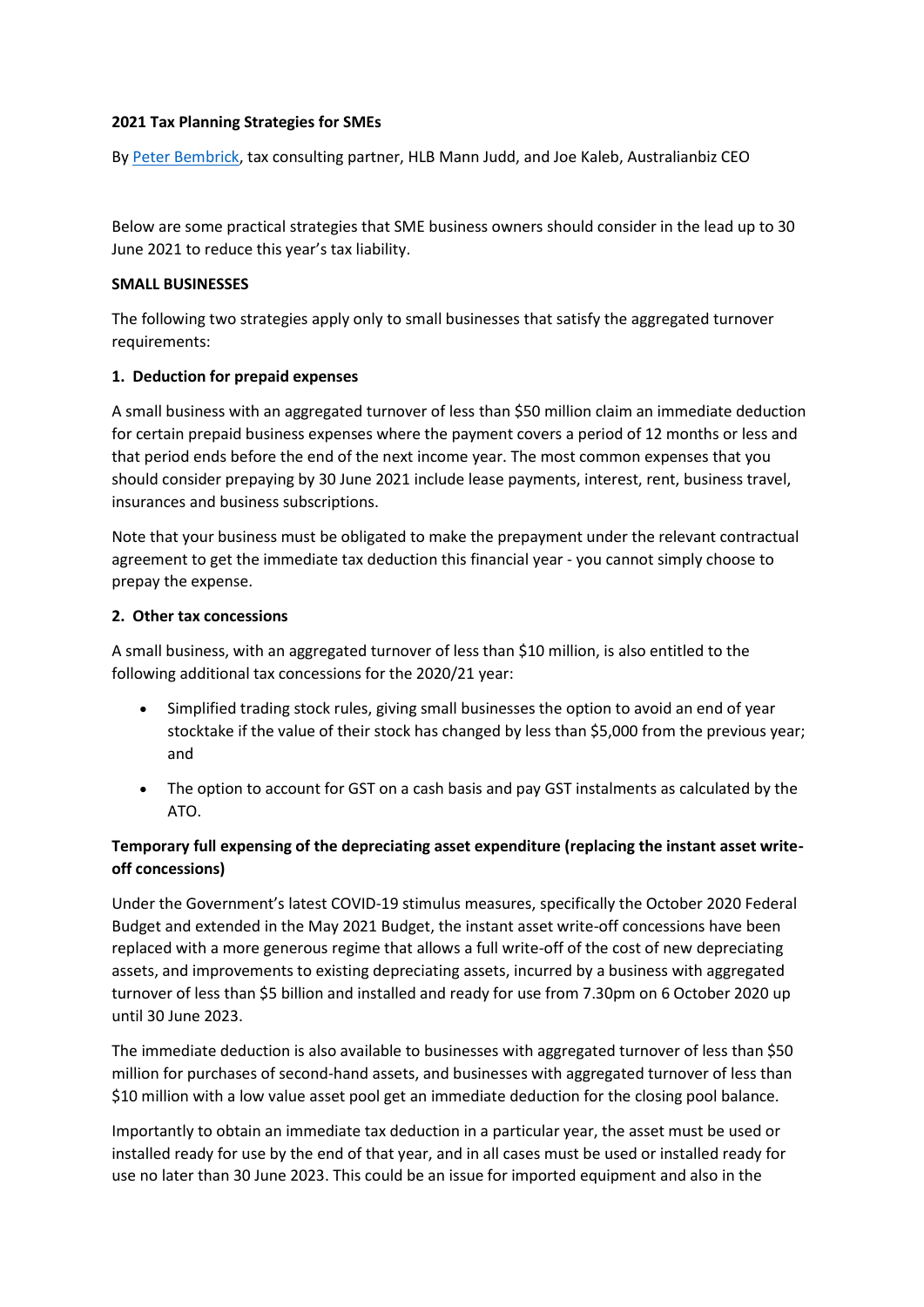**2021 Tax Planning Strategies for SMEs**

By [Peter Bembrick](), tax consulting partner, HLB Mann Judd, and Joe Kaleb, Australianbiz CEO

Below are some practical strategies that SME business owners should consider in the lead up to 30 June 2021 to reduce this year's tax liability.

**SMALL BUSINESSES**

The following two strategies apply only to small businesses that satisfy the aggregated turnover requirements:

**1. Deduction for prepaid expenses**

A small business with an aggregated turnover of less than $50 million claim an immediate deduction for certain prepaid business expenses where the payment covers a period of 12 months or less and that period ends before the end of the next income year. The most common expenses that you should consider prepaying by 30 June 2021 include lease payments, interest, rent, business travel, insurances and business subscriptions.

Note that your business must be obligated to make the prepayment under the relevant contractual agreement to get the immediate tax deduction this financial year - you cannot simply choose to prepay the expense.

**2. Other tax concessions**

A small business, with an aggregated turnover of less than $10 million, is also entitled to the following additional tax concessions for the 2020/21 year:

- Simplified trading stock rules, giving small businesses the option to avoid an end of year stocktake if the value of their stock has changed by less than $5,000 from the previous year; and
- The option to account for GST on a cash basis and pay GST instalments as calculated by the ATO.

**Temporary full expensing of the depreciating asset expenditure (replacing the instant asset write-off concessions)**

Under the Government's latest COVID-19 stimulus measures, specifically the October 2020 Federal Budget and extended in the May 2021 Budget, the instant asset write-off concessions have been replaced with a more generous regime that allows a full write-off of the cost of new depreciating assets, and improvements to existing depreciating assets, incurred by a business with aggregated turnover of less than $5 billion and installed and ready for use from 7.30pm on 6 October 2020 up until 30 June 2023.

The immediate deduction is also available to businesses with aggregated turnover of less than $50 million for purchases of second-hand assets, and businesses with aggregated turnover of less than $10 million with a low value asset pool get an immediate deduction for the closing pool balance.

Importantly to obtain an immediate tax deduction in a particular year, the asset must be used or installed ready for use by the end of that year, and in all cases must be used or installed ready for use no later than 30 June 2023. This could be an issue for imported equipment and also in the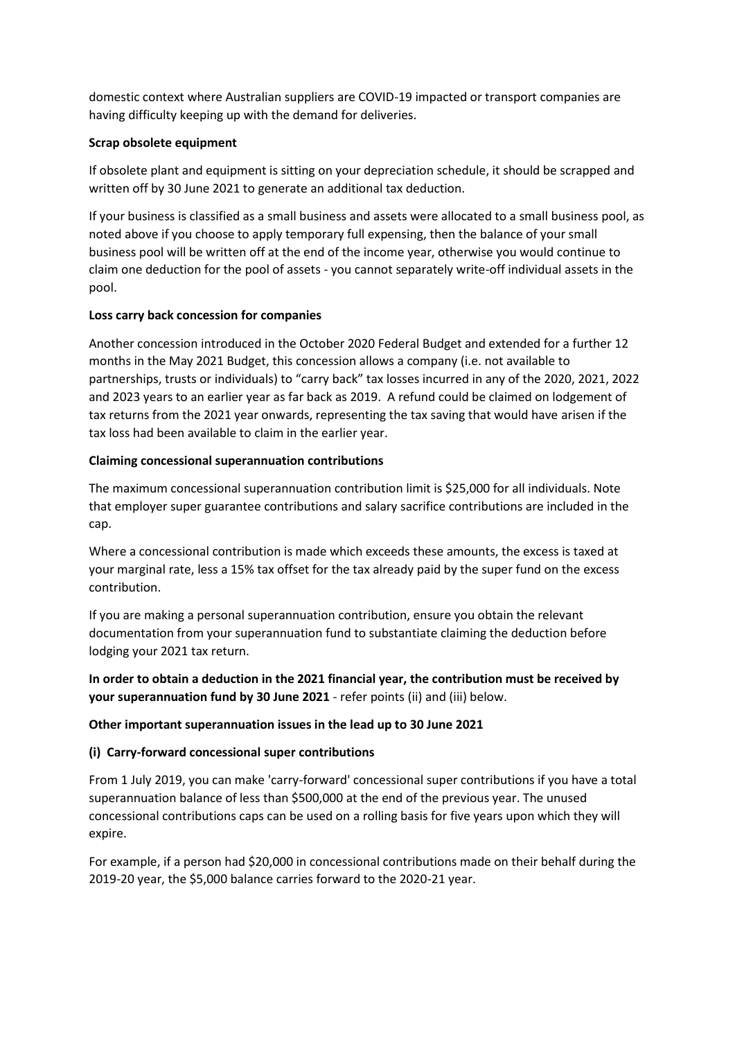domestic context where Australian suppliers are COVID-19 impacted or transport companies are having difficulty keeping up with the demand for deliveries.

**Scrap obsolete equipment**

If obsolete plant and equipment is sitting on your depreciation schedule, it should be scrapped and written off by 30 June 2021 to generate an additional tax deduction.

If your business is classified as a small business and assets were allocated to a small business pool, as noted above if you choose to apply temporary full expensing, then the balance of your small business pool will be written off at the end of the income year, otherwise you would continue to claim one deduction for the pool of assets - you cannot separately write-off individual assets in the pool.

**Loss carry back concession for companies**

Another concession introduced in the October 2020 Federal Budget and extended for a further 12 months in the May 2021 Budget, this concession allows a company (i.e. not available to partnerships, trusts or individuals) to "carry back" tax losses incurred in any of the 2020, 2021, 2022 and 2023 years to an earlier year as far back as 2019. A refund could be claimed on lodgement of tax returns from the 2021 year onwards, representing the tax saving that would have arisen if the tax loss had been available to claim in the earlier year.

**Claiming concessional superannuation contributions**

The maximum concessional superannuation contribution limit is $25,000 for all individuals. Note that employer super guarantee contributions and salary sacrifice contributions are included in the cap.

Where a concessional contribution is made which exceeds these amounts, the excess is taxed at your marginal rate, less a 15% tax offset for the tax already paid by the super fund on the excess contribution.

If you are making a personal superannuation contribution, ensure you obtain the relevant documentation from your superannuation fund to substantiate claiming the deduction before lodging your 2021 tax return.

**In order to obtain a deduction in the 2021 financial year, the contribution must be received by your superannuation fund by 30 June 2021** - refer points (ii) and (iii) below.

**Other important superannuation issues in the lead up to 30 June 2021**

**(i) Carry-forward concessional super contributions**

From 1 July 2019, you can make 'carry-forward' concessional super contributions if you have a total superannuation balance of less than $500,000 at the end of the previous year. The unused concessional contributions caps can be used on a rolling basis for five years upon which they will expire.

For example, if a person had $20,000 in concessional contributions made on their behalf during the 2019-20 year, the $5,000 balance carries forward to the 2020-21 year.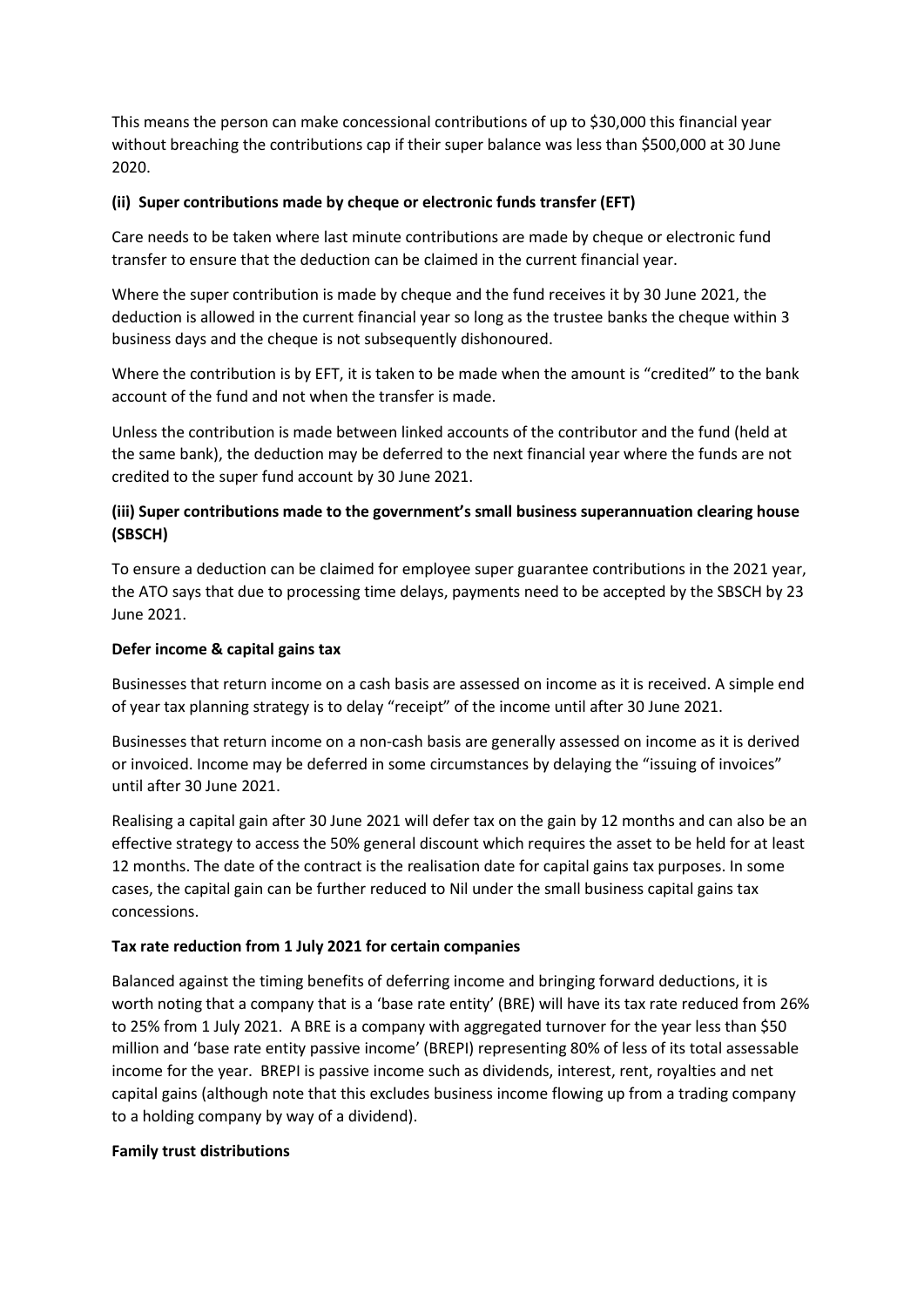This means the person can make concessional contributions of up to $30,000 this financial year without breaching the contributions cap if their super balance was less than $500,000 at 30 June 2020.

**(ii) Super contributions made by cheque or electronic funds transfer (EFT)**

Care needs to be taken where last minute contributions are made by cheque or electronic fund transfer to ensure that the deduction can be claimed in the current financial year.

Where the super contribution is made by cheque and the fund receives it by 30 June 2021, the deduction is allowed in the current financial year so long as the trustee banks the cheque within 3 business days and the cheque is not subsequently dishonoured.

Where the contribution is by EFT, it is taken to be made when the amount is "credited" to the bank account of the fund and not when the transfer is made.

Unless the contribution is made between linked accounts of the contributor and the fund (held at the same bank), the deduction may be deferred to the next financial year where the funds are not credited to the super fund account by 30 June 2021.

**(iii) Super contributions made to the government's small business superannuation clearing house (SBSCH)**

To ensure a deduction can be claimed for employee super guarantee contributions in the 2021 year, the ATO says that due to processing time delays, payments need to be accepted by the SBSCH by 23 June 2021.

**Defer income & capital gains tax**

Businesses that return income on a cash basis are assessed on income as it is received. A simple end of year tax planning strategy is to delay "receipt" of the income until after 30 June 2021.

Businesses that return income on a non-cash basis are generally assessed on income as it is derived or invoiced. Income may be deferred in some circumstances by delaying the "issuing of invoices" until after 30 June 2021.

Realising a capital gain after 30 June 2021 will defer tax on the gain by 12 months and can also be an effective strategy to access the 50% general discount which requires the asset to be held for at least 12 months. The date of the contract is the realisation date for capital gains tax purposes. In some cases, the capital gain can be further reduced to Nil under the small business capital gains tax concessions.

**Tax rate reduction from 1 July 2021 for certain companies**

Balanced against the timing benefits of deferring income and bringing forward deductions, it is worth noting that a company that is a 'base rate entity' (BRE) will have its tax rate reduced from 26% to 25% from 1 July 2021. A BRE is a company with aggregated turnover for the year less than $50 million and 'base rate entity passive income' (BREPI) representing 80% of less of its total assessable income for the year. BREPI is passive income such as dividends, interest, rent, royalties and net capital gains (although note that this excludes business income flowing up from a trading company to a holding company by way of a dividend).

**Family trust distributions**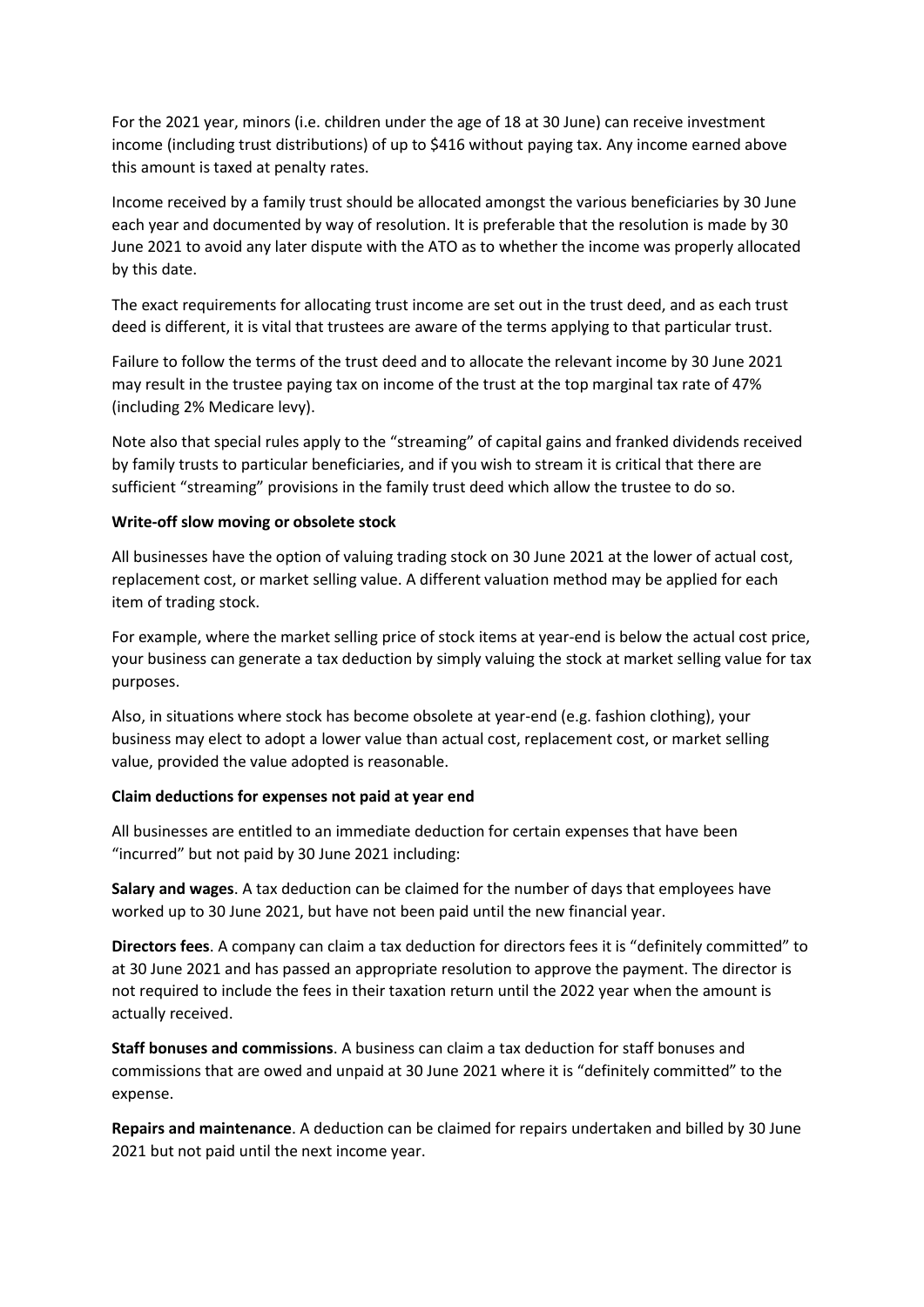For the 2021 year, minors (i.e. children under the age of 18 at 30 June) can receive investment income (including trust distributions) of up to $416 without paying tax. Any income earned above this amount is taxed at penalty rates.

Income received by a family trust should be allocated amongst the various beneficiaries by 30 June each year and documented by way of resolution. It is preferable that the resolution is made by 30 June 2021 to avoid any later dispute with the ATO as to whether the income was properly allocated by this date.

The exact requirements for allocating trust income are set out in the trust deed, and as each trust deed is different, it is vital that trustees are aware of the terms applying to that particular trust.

Failure to follow the terms of the trust deed and to allocate the relevant income by 30 June 2021 may result in the trustee paying tax on income of the trust at the top marginal tax rate of 47% (including 2% Medicare levy).

Note also that special rules apply to the "streaming" of capital gains and franked dividends received by family trusts to particular beneficiaries, and if you wish to stream it is critical that there are sufficient "streaming" provisions in the family trust deed which allow the trustee to do so.

**Write-off slow moving or obsolete stock**

All businesses have the option of valuing trading stock on 30 June 2021 at the lower of actual cost, replacement cost, or market selling value. A different valuation method may be applied for each item of trading stock.

For example, where the market selling price of stock items at year-end is below the actual cost price, your business can generate a tax deduction by simply valuing the stock at market selling value for tax purposes.

Also, in situations where stock has become obsolete at year-end (e.g. fashion clothing), your business may elect to adopt a lower value than actual cost, replacement cost, or market selling value, provided the value adopted is reasonable.

**Claim deductions for expenses not paid at year end**

All businesses are entitled to an immediate deduction for certain expenses that have been "incurred" but not paid by 30 June 2021 including:

**Salary and wages**. A tax deduction can be claimed for the number of days that employees have worked up to 30 June 2021, but have not been paid until the new financial year.

**Directors fees**. A company can claim a tax deduction for directors fees it is "definitely committed" to at 30 June 2021 and has passed an appropriate resolution to approve the payment. The director is not required to include the fees in their taxation return until the 2022 year when the amount is actually received.

**Staff bonuses and commissions**. A business can claim a tax deduction for staff bonuses and commissions that are owed and unpaid at 30 June 2021 where it is "definitely committed" to the expense.

**Repairs and maintenance**. A deduction can be claimed for repairs undertaken and billed by 30 June 2021 but not paid until the next income year.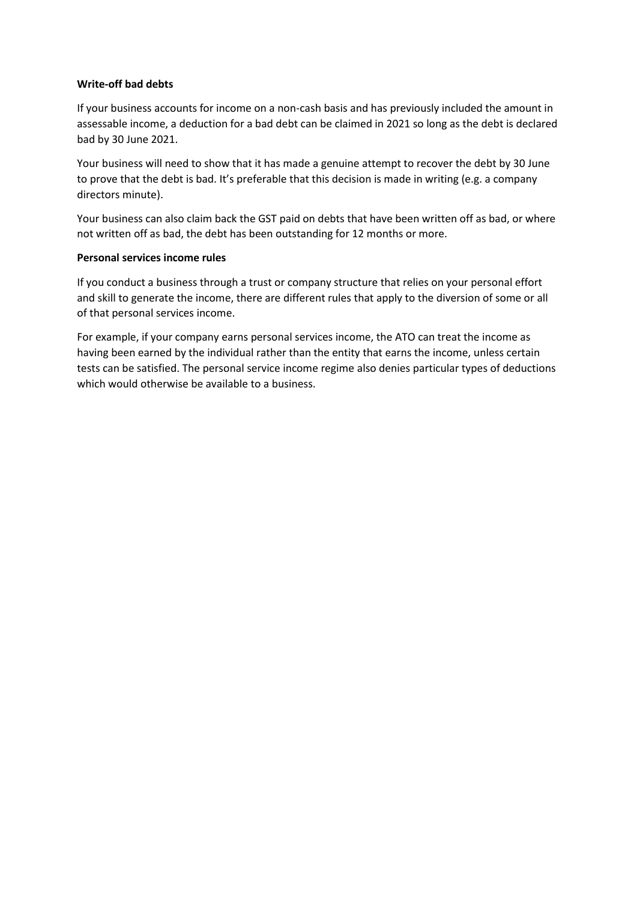**Write-off bad debts**

If your business accounts for income on a non-cash basis and has previously included the amount in assessable income, a deduction for a bad debt can be claimed in 2021 so long as the debt is declared bad by 30 June 2021.

Your business will need to show that it has made a genuine attempt to recover the debt by 30 June to prove that the debt is bad. It's preferable that this decision is made in writing (e.g. a company directors minute).

Your business can also claim back the GST paid on debts that have been written off as bad, or where not written off as bad, the debt has been outstanding for 12 months or more.

**Personal services income rules**

If you conduct a business through a trust or company structure that relies on your personal effort and skill to generate the income, there are different rules that apply to the diversion of some or all of that personal services income.

For example, if your company earns personal services income, the ATO can treat the income as having been earned by the individual rather than the entity that earns the income, unless certain tests can be satisfied. The personal service income regime also denies particular types of deductions which would otherwise be available to a business.